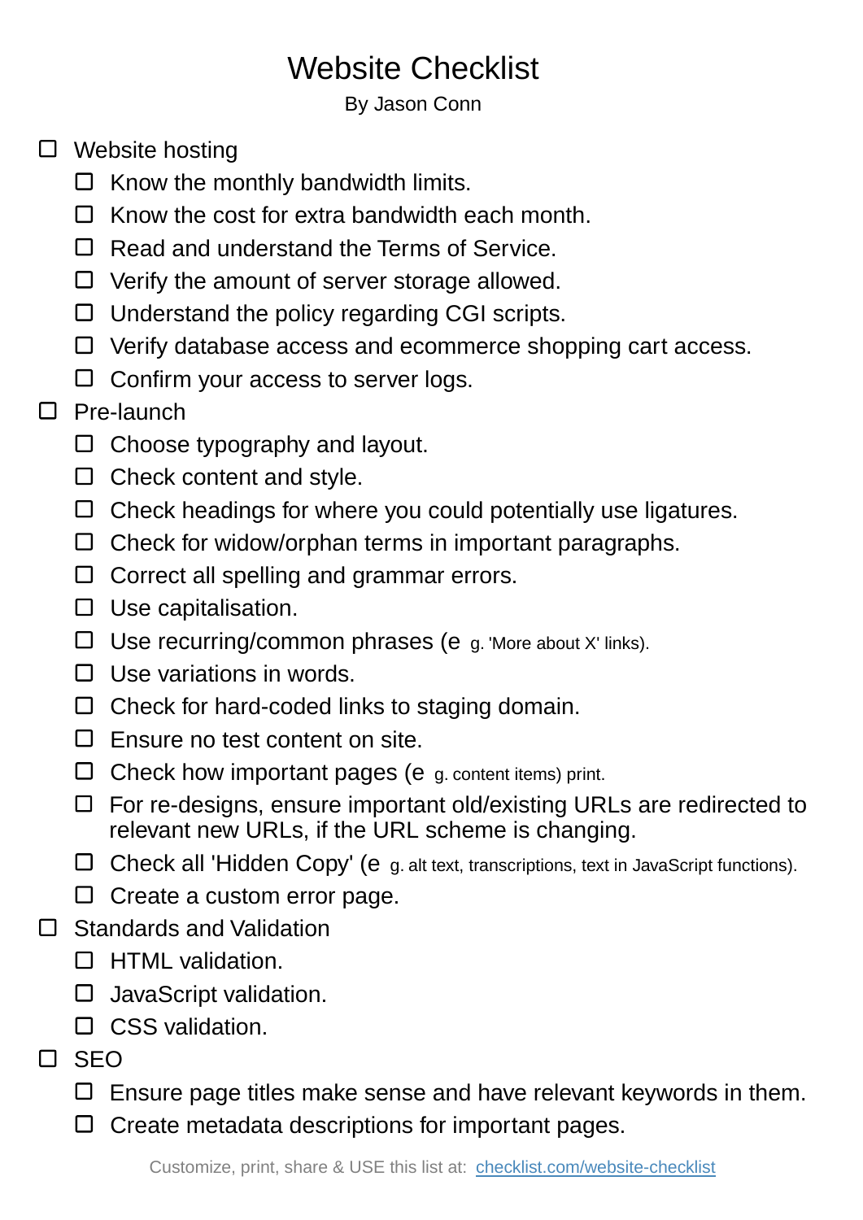# Website Checklist

By Jason Conn

- [ ] Website hosting
  - [ ] Know the monthly bandwidth limits.
  - [ ] Know the cost for extra bandwidth each month.
  - [ ] Read and understand the Terms of Service.
  - [ ] Verify the amount of server storage allowed.
  - [ ] Understand the policy regarding CGI scripts.
  - [ ] Verify database access and ecommerce shopping cart access.
  - [ ] Confirm your access to server logs.
- [ ] Pre-launch
  - [ ] Choose typography and layout.
  - [ ] Check content and style.
  - [ ] Check headings for where you could potentially use ligatures.
  - [ ] Check for widow/orphan terms in important paragraphs.
  - [ ] Correct all spelling and grammar errors.
  - [ ] Use capitalisation.
  - [ ] Use recurring/common phrases (e g. 'More about X' links).
  - [ ] Use variations in words.
  - [ ] Check for hard-coded links to staging domain.
  - [ ] Ensure no test content on site.
  - [ ] Check how important pages (e g. content items) print.
  - [ ] For re-designs, ensure important old/existing URLs are redirected to relevant new URLs, if the URL scheme is changing.
  - [ ] Check all 'Hidden Copy' (e g. alt text, transcriptions, text in JavaScript functions).
  - [ ] Create a custom error page.
- [ ] Standards and Validation
  - [ ] HTML validation.
  - [ ] JavaScript validation.
  - [ ] CSS validation.
- [ ] SEO
  - [ ] Ensure page titles make sense and have relevant keywords in them.
  - [ ] Create metadata descriptions for important pages.

Customize, print, share & USE this list at: [checklist.com/website-checklist](checklist.com/website-checklist)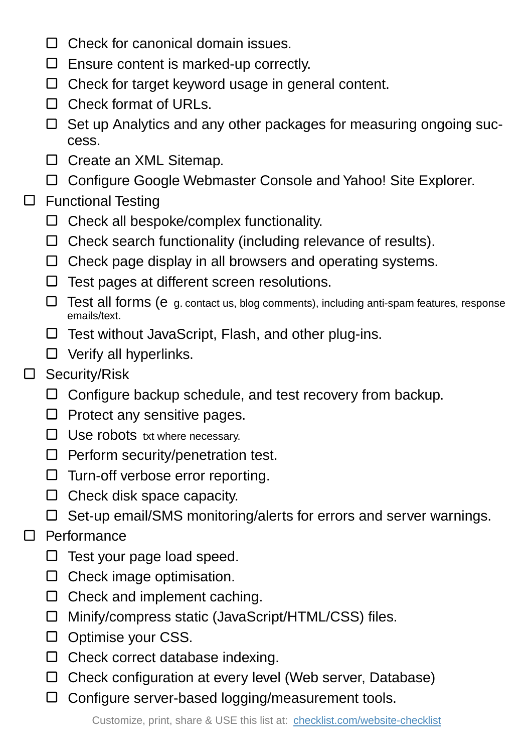- [ ] Check for canonical domain issues.
- [ ] Ensure content is marked-up correctly.
- [ ] Check for target keyword usage in general content.
- [ ] Check format of URLs.
- [ ] Set up Analytics and any other packages for measuring ongoing success.
- [ ] Create an XML Sitemap.
- [ ] Configure Google Webmaster Console and Yahoo! Site Explorer.

- [ ] Functional Testing
  - [ ] Check all bespoke/complex functionality.
  - [ ] Check search functionality (including relevance of results).
  - [ ] Check page display in all browsers and operating systems.
  - [ ] Test pages at different screen resolutions.
  - [ ] Test all forms (e g. contact us, blog comments), including anti-spam features, response emails/text.
  - [ ] Test without JavaScript, Flash, and other plug-ins.
  - [ ] Verify all hyperlinks.
- [ ] Security/Risk
  - [ ] Configure backup schedule, and test recovery from backup.
  - [ ] Protect any sensitive pages.
  - [ ] Use robots txt where necessary.
  - [ ] Perform security/penetration test.
  - [ ] Turn-off verbose error reporting.
  - [ ] Check disk space capacity.
  - [ ] Set-up email/SMS monitoring/alerts for errors and server warnings.
- [ ] Performance
  - [ ] Test your page load speed.
  - [ ] Check image optimisation.
  - [ ] Check and implement caching.
  - [ ] Minify/compress static (JavaScript/HTML/CSS) files.
  - [ ] Optimise your CSS.
  - [ ] Check correct database indexing.
  - [ ] Check configuration at every level (Web server, Database)
  - [ ] Configure server-based logging/measurement tools.

Customize, print, share & USE this list at: [checklist.com/website-checklist](checklist.com/website-checklist)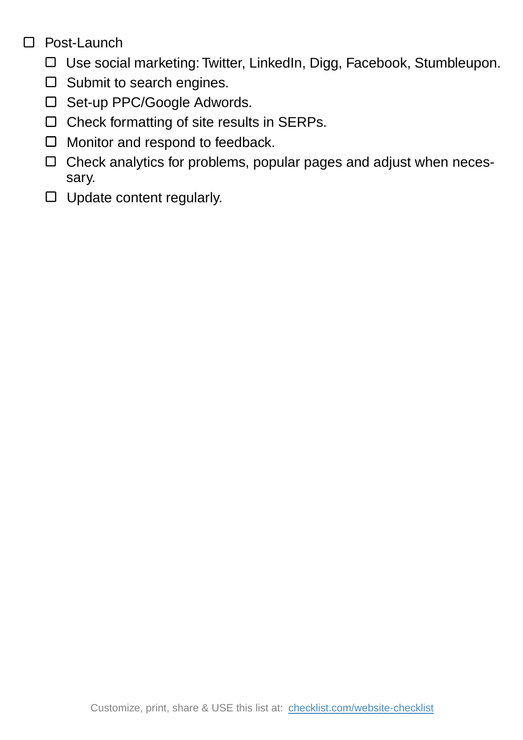- [ ] Post-Launch
  - [ ] Use social marketing: Twitter, LinkedIn, Digg, Facebook, Stumbleupon.
  - [ ] Submit to search engines.
  - [ ] Set-up PPC/Google Adwords.
  - [ ] Check formatting of site results in SERPs.
  - [ ] Monitor and respond to feedback.
  - [ ] Check analytics for problems, popular pages and adjust when necessary.
  - [ ] Update content regularly.

Customize, print, share & USE this list at: [checklist.com/website-checklist](https://checklist.com/website-checklist)